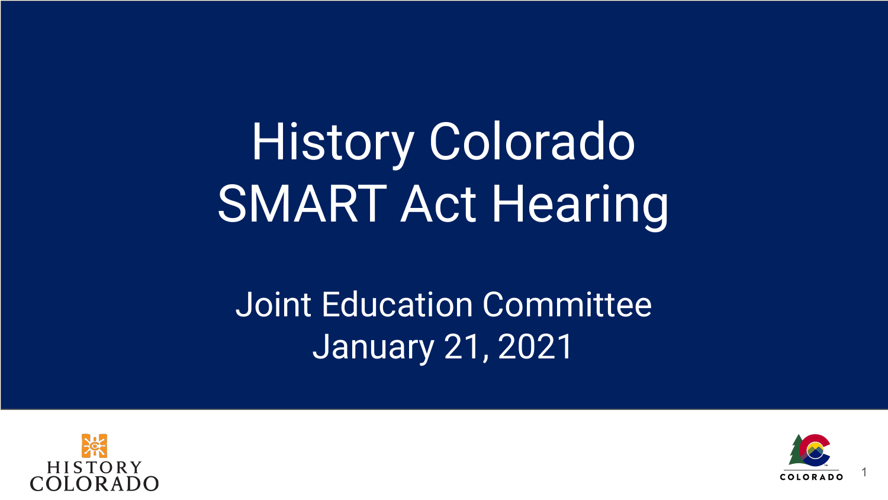# History Colorado SMART Act Hearing

## Joint Education Committee

January 21, 2021

HISTORY COLORADO

COLORADO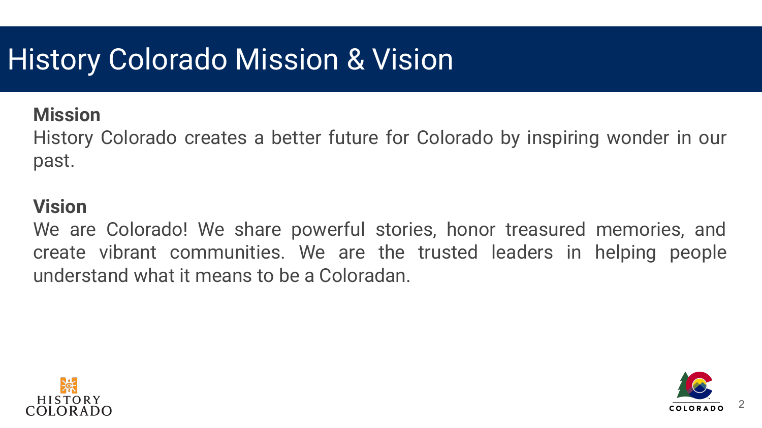# History Colorado Mission & Vision

**Mission**

History Colorado creates a better future for Colorado by inspiring wonder in our past.

**Vision**

We are Colorado! We share powerful stories, honor treasured memories, and create vibrant communities. We are the trusted leaders in helping people understand what it means to be a Coloradan.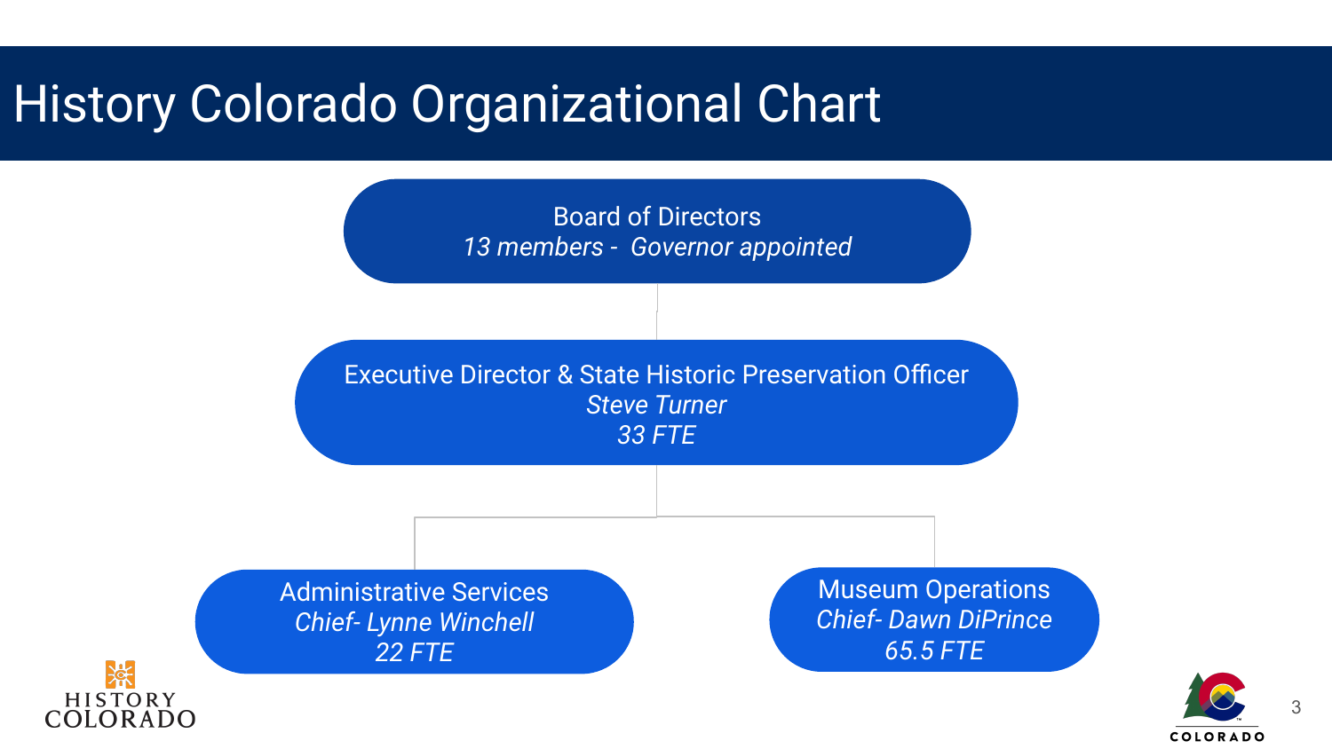# History Colorado Organizational Chart

Board of Directors
*13 members - Governor appointed*

Executive Director & State Historic Preservation Officer
*Steve Turner*
*33 FTE*

Administrative Services
*Chief- Lynne Winchell*
*22 FTE*

Museum Operations
*Chief- Dawn DiPrince*
*65.5 FTE*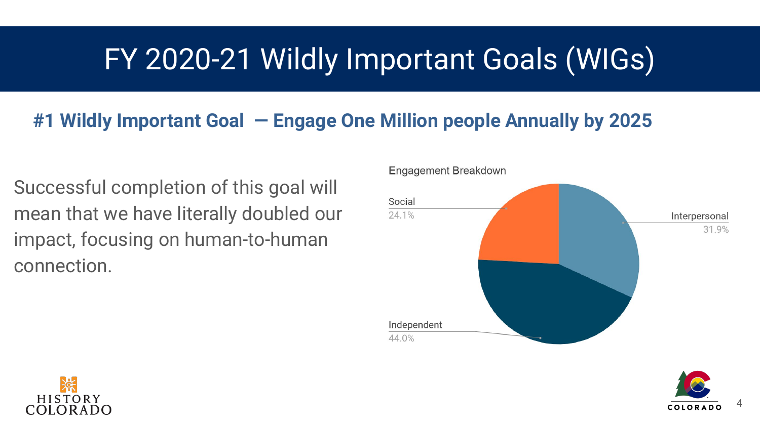# FY 2020-21 Wildly Important Goals (WIGs)

## #1 Wildly Important Goal — Engage One Million people Annually by 2025

Successful completion of this goal will mean that we have literally doubled our impact, focusing on human-to-human connection.

Engagement Breakdown

| Category | Percentage |
| --- | --- |
| Social | 24.1% |
| Interpersonal | 31.9% |
| Independent | 44.0% |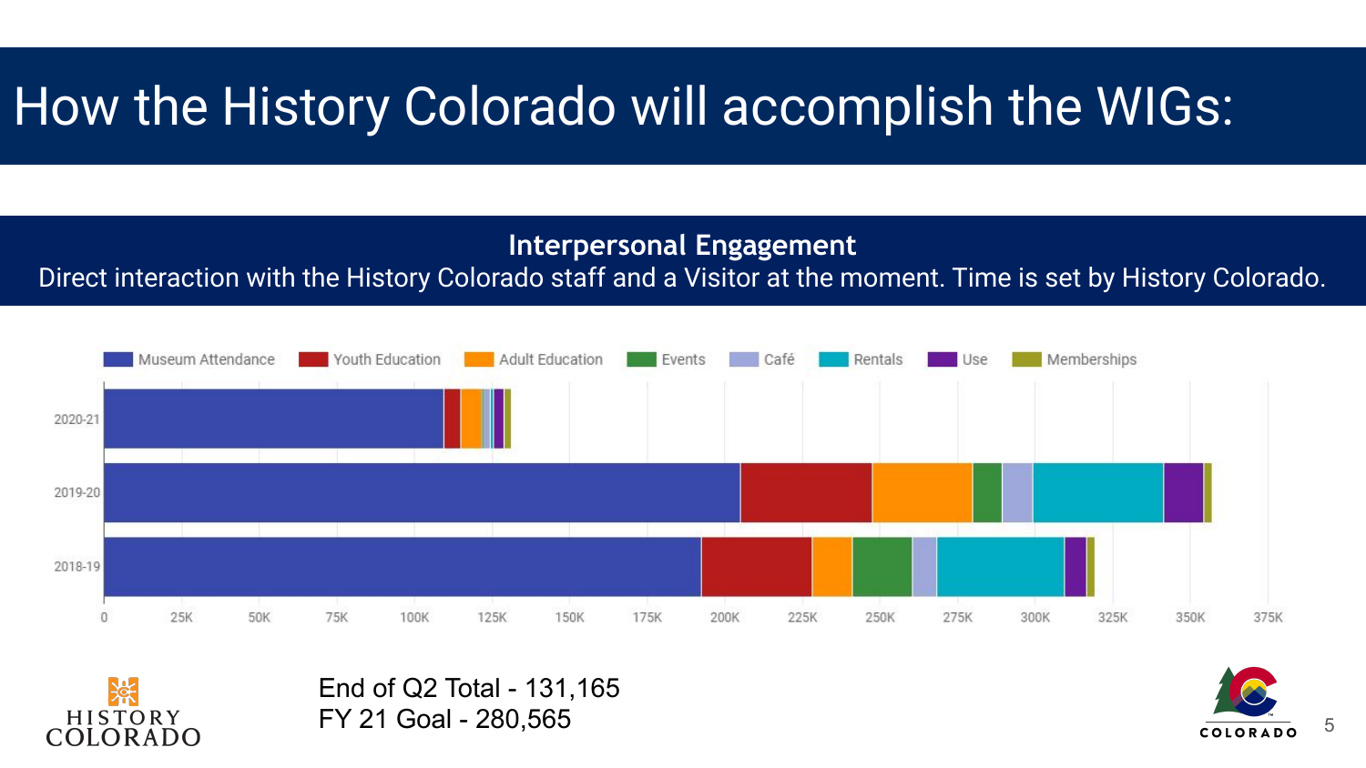# How the History Colorado will accomplish the WIGs:

## Interpersonal Engagement

Direct interaction with the History Colorado staff and a Visitor at the moment. Time is set by History Colorado.

Museum Attendance | Youth Education | Adult Education | Events | Café | Rentals | Use | Memberships

2020-21

2019-20

2018-19

0 | 25K | 50K | 75K | 100K | 125K | 150K | 175K | 200K | 225K | 250K | 275K | 300K | 325K | 350K | 375K

End of Q2 Total - 131,165

FY 21 Goal - 280,565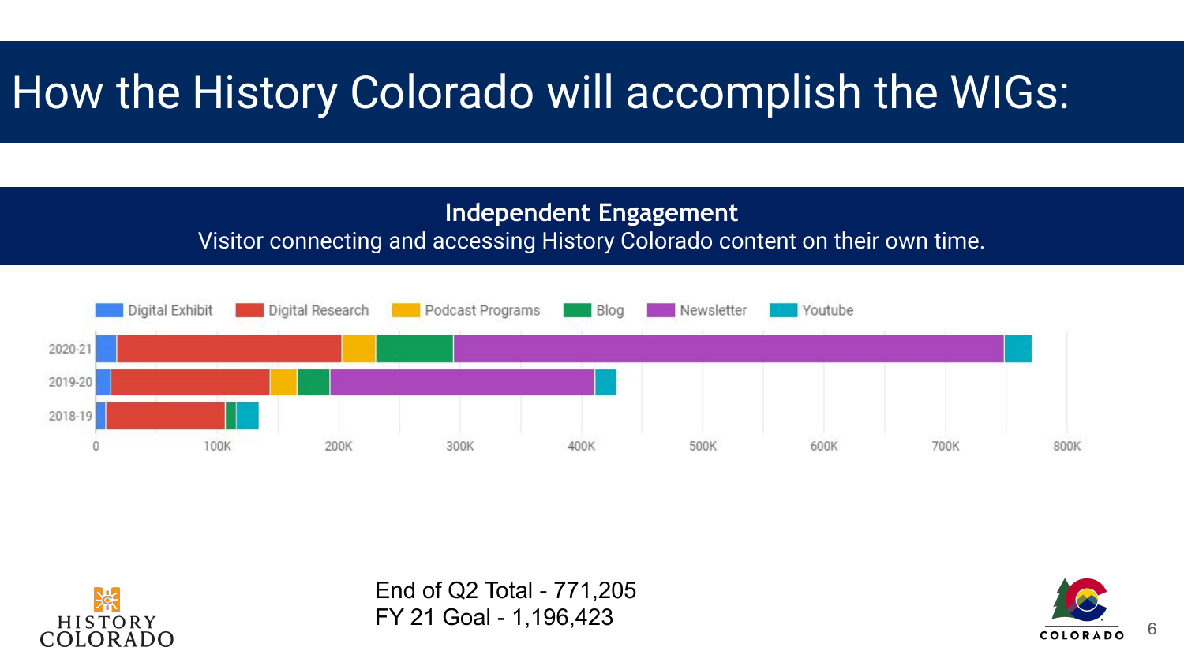# How the History Colorado will accomplish the WIGs:

**Independent Engagement**

Visitor connecting and accessing History Colorado content on their own time.

Digital Exhibit | Digital Research | Podcast Programs | Blog | Newsletter | Youtube

2020-21

2019-20

2018-19

0 | 100K | 200K | 300K | 400K | 500K | 600K | 700K | 800K

End of Q2 Total - 771,205

FY 21 Goal - 1,196,423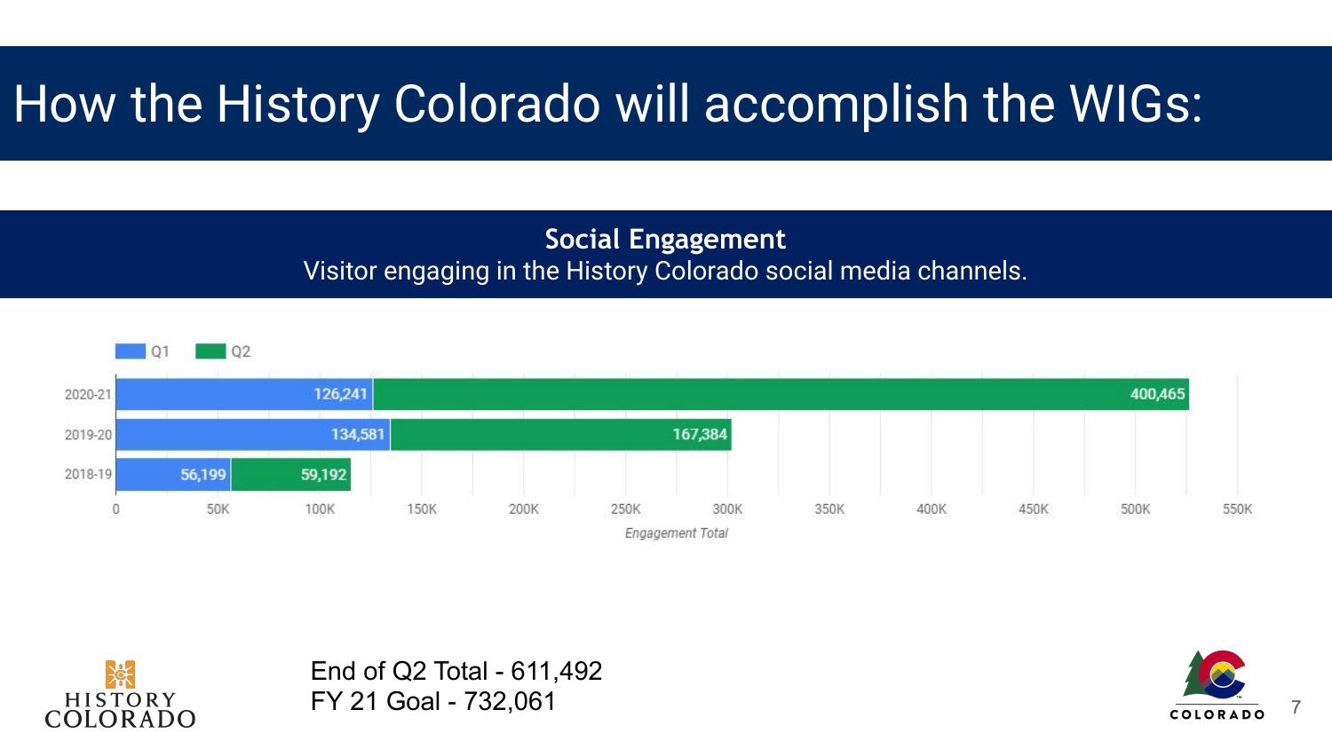# How the History Colorado will accomplish the WIGs:

**Social Engagement**

Visitor engaging in the History Colorado social media channels.

| Year | Q1 | Q2 |
| --- | --- | --- |
| 2020-21 | 126,241 | 400,465 |
| 2019-20 | 134,581 | 167,384 |
| 2018-19 | 56,199 | 59,192 |

*Engagement Total*

End of Q2 Total - 611,492

FY 21 Goal - 732,061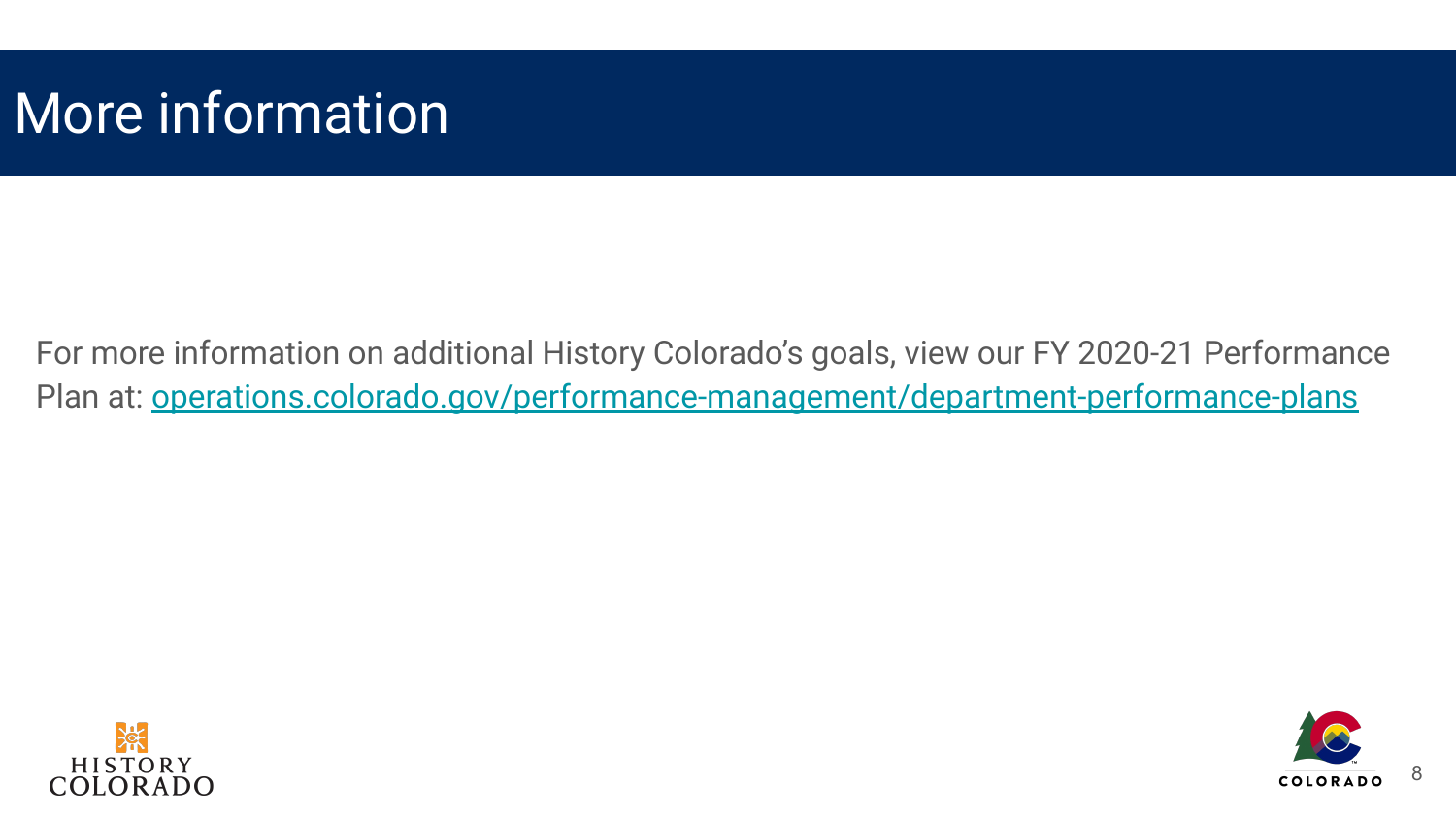# More information

For more information on additional History Colorado's goals, view our FY 2020-21 Performance Plan at: [operations.colorado.gov/performance-management/department-performance-plans](operations.colorado.gov/performance-management/department-performance-plans)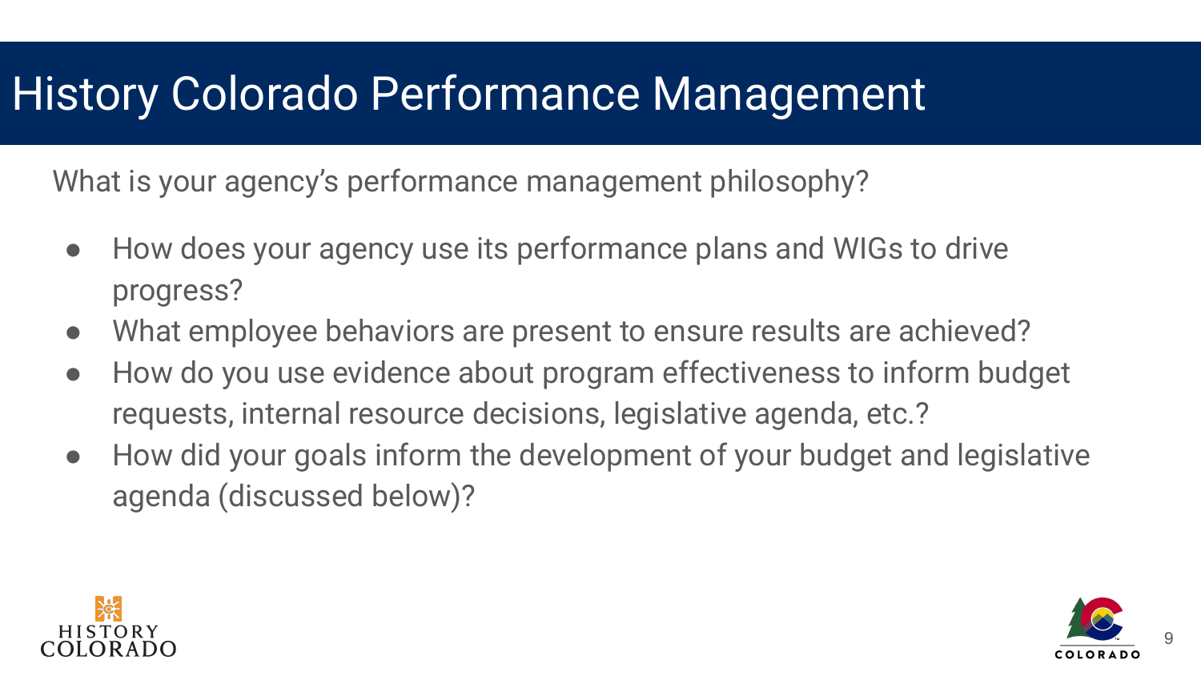# History Colorado Performance Management

What is your agency's performance management philosophy?

- How does your agency use its performance plans and WIGs to drive progress?
- What employee behaviors are present to ensure results are achieved?
- How do you use evidence about program effectiveness to inform budget requests, internal resource decisions, legislative agenda, etc.?
- How did your goals inform the development of your budget and legislative agenda (discussed below)?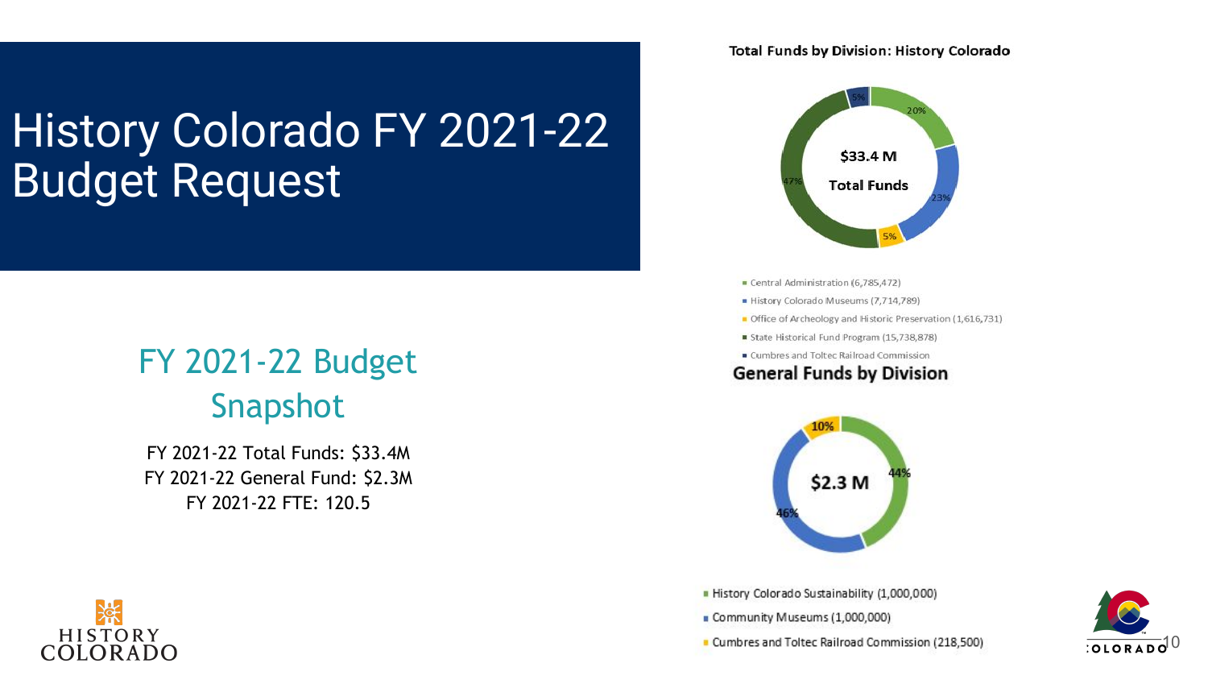# History Colorado FY 2021-22 Budget Request

## FY 2021-22 Budget Snapshot

FY 2021-22 Total Funds: $33.4M
FY 2021-22 General Fund: $2.3M
FY 2021-22 FTE: 120.5

**Total Funds by Division: History Colorado**

**$33.4 M Total Funds**

- Central Administration (6,785,472) — 20%
- History Colorado Museums (7,714,789) — 23%
- Office of Archeology and Historic Preservation (1,616,731) — 5%
- State Historical Fund Program (15,738,878) — 47%
- Cumbres and Toltec Railroad Commission — 5%

**General Funds by Division**

**$2.3 M**

- History Colorado Sustainability (1,000,000) — 44%
- Community Museums (1,000,000) — 46%
- Cumbres and Toltec Railroad Commission (218,500) — 10%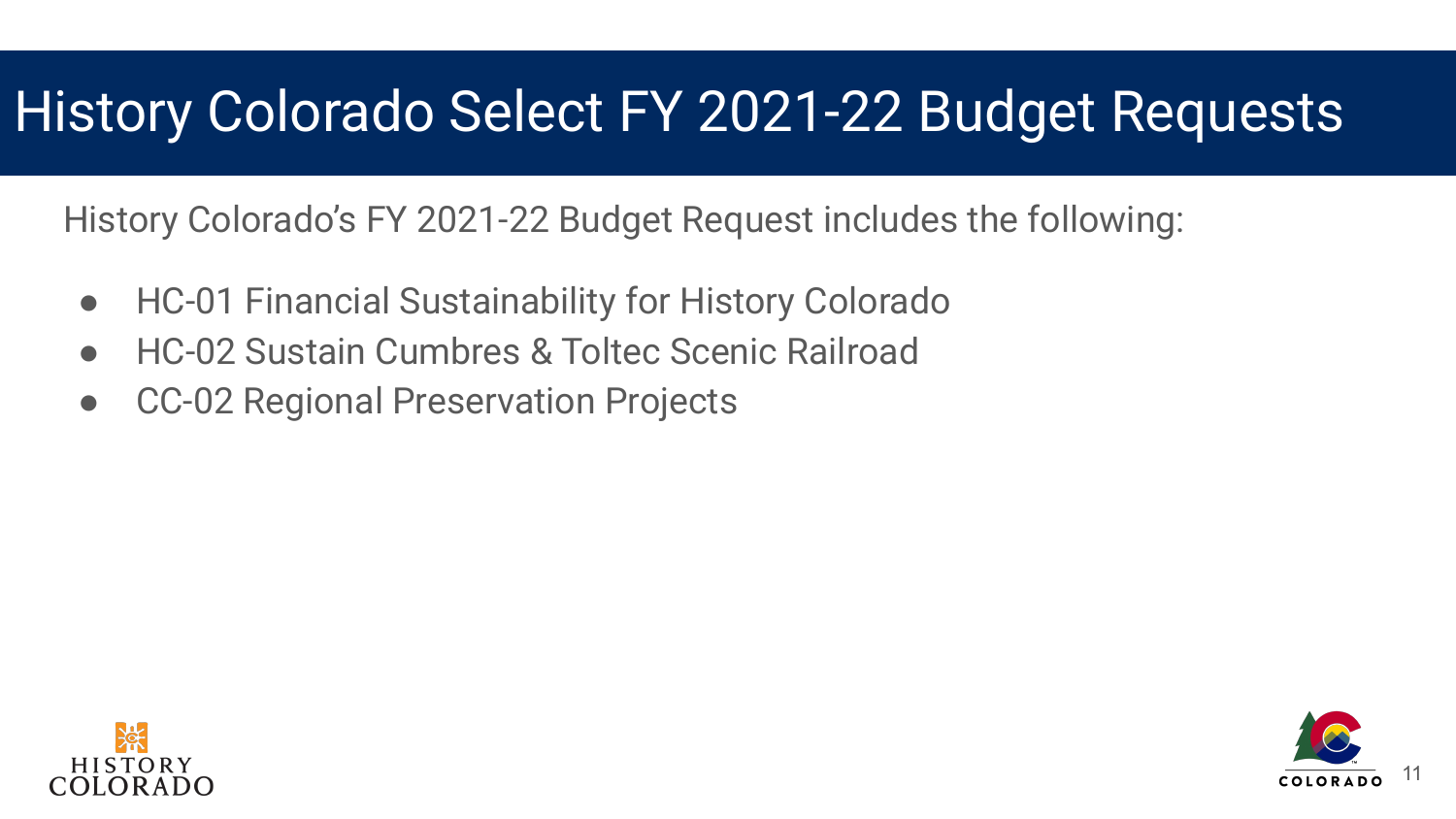# History Colorado Select FY 2021-22 Budget Requests

History Colorado's FY 2021-22 Budget Request includes the following:

- HC-01 Financial Sustainability for History Colorado
- HC-02 Sustain Cumbres & Toltec Scenic Railroad
- CC-02 Regional Preservation Projects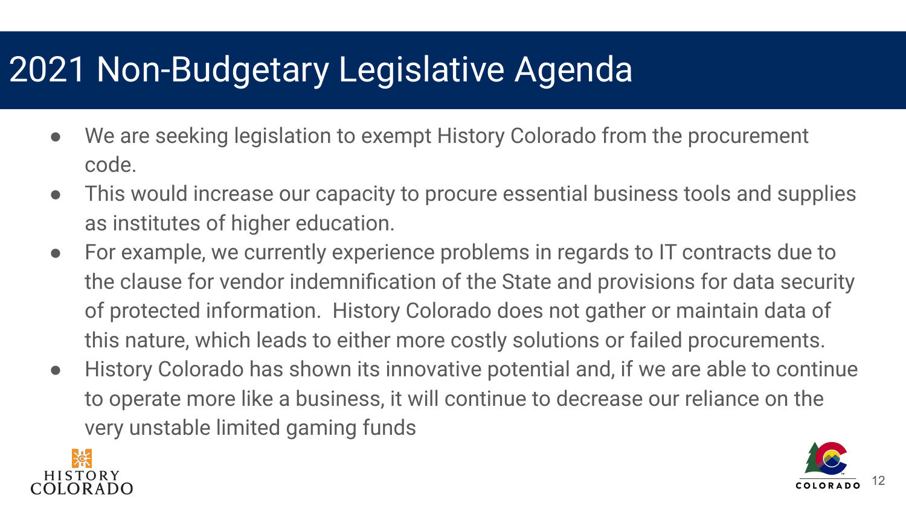# 2021 Non-Budgetary Legislative Agenda

- We are seeking legislation to exempt History Colorado from the procurement code.
- This would increase our capacity to procure essential business tools and supplies as institutes of higher education.
- For example, we currently experience problems in regards to IT contracts due to the clause for vendor indemnification of the State and provisions for data security of protected information. History Colorado does not gather or maintain data of this nature, which leads to either more costly solutions or failed procurements.
- History Colorado has shown its innovative potential and, if we are able to continue to operate more like a business, it will continue to decrease our reliance on the very unstable limited gaming funds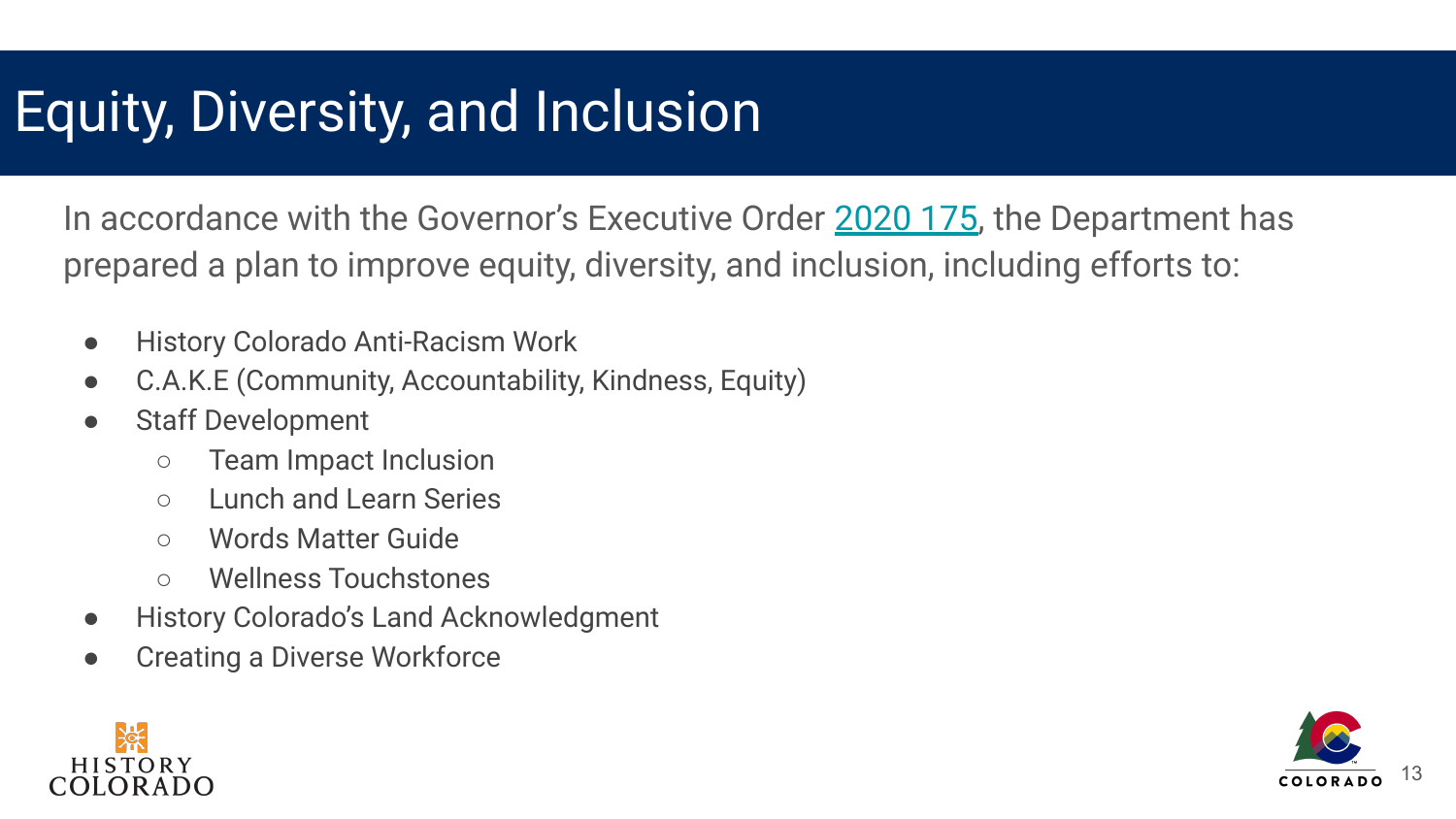# Equity, Diversity, and Inclusion

In accordance with the Governor's Executive Order 2020 175, the Department has prepared a plan to improve equity, diversity, and inclusion, including efforts to:

- History Colorado Anti-Racism Work
- C.A.K.E (Community, Accountability, Kindness, Equity)
- Staff Development
  - Team Impact Inclusion
  - Lunch and Learn Series
  - Words Matter Guide
  - Wellness Touchstones
- History Colorado's Land Acknowledgment
- Creating a Diverse Workforce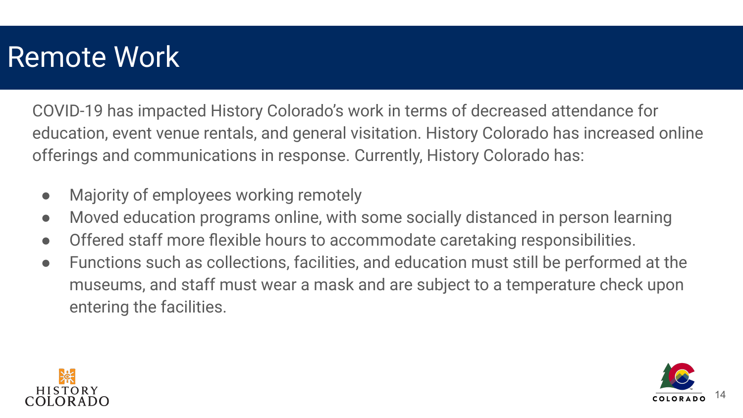# Remote Work

COVID-19 has impacted History Colorado's work in terms of decreased attendance for education, event venue rentals, and general visitation. History Colorado has increased online offerings and communications in response. Currently, History Colorado has:

- Majority of employees working remotely
- Moved education programs online, with some socially distanced in person learning
- Offered staff more flexible hours to accommodate caretaking responsibilities.
- Functions such as collections, facilities, and education must still be performed at the museums, and staff must wear a mask and are subject to a temperature check upon entering the facilities.